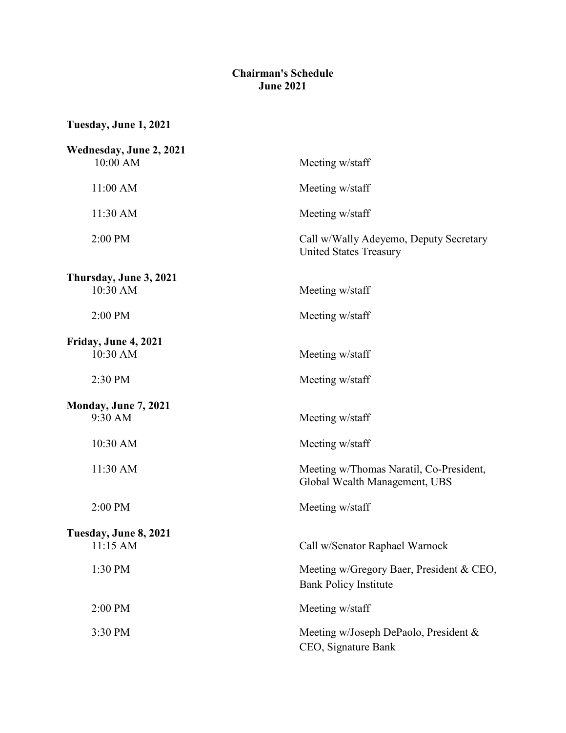# Chairman's Schedule
## June 2021

**Tuesday, June 1, 2021**

**Wednesday, June 2, 2021**

| | |
|---|---|
| 10:00 AM | Meeting w/staff |
| 11:00 AM | Meeting w/staff |
| 11:30 AM | Meeting w/staff |
| 2:00 PM | Call w/Wally Adeyemo, Deputy Secretary United States Treasury |

**Thursday, June 3, 2021**

| | |
|---|---|
| 10:30 AM | Meeting w/staff |
| 2:00 PM | Meeting w/staff |

**Friday, June 4, 2021**

| | |
|---|---|
| 10:30 AM | Meeting w/staff |
| 2:30 PM | Meeting w/staff |

**Monday, June 7, 2021**

| | |
|---|---|
| 9:30 AM | Meeting w/staff |
| 10:30 AM | Meeting w/staff |
| 11:30 AM | Meeting w/Thomas Naratil, Co-President, Global Wealth Management, UBS |
| 2:00 PM | Meeting w/staff |

**Tuesday, June 8, 2021**

| | |
|---|---|
| 11:15 AM | Call w/Senator Raphael Warnock |
| 1:30 PM | Meeting w/Gregory Baer, President & CEO, Bank Policy Institute |
| 2:00 PM | Meeting w/staff |
| 3:30 PM | Meeting w/Joseph DePaolo, President & CEO, Signature Bank |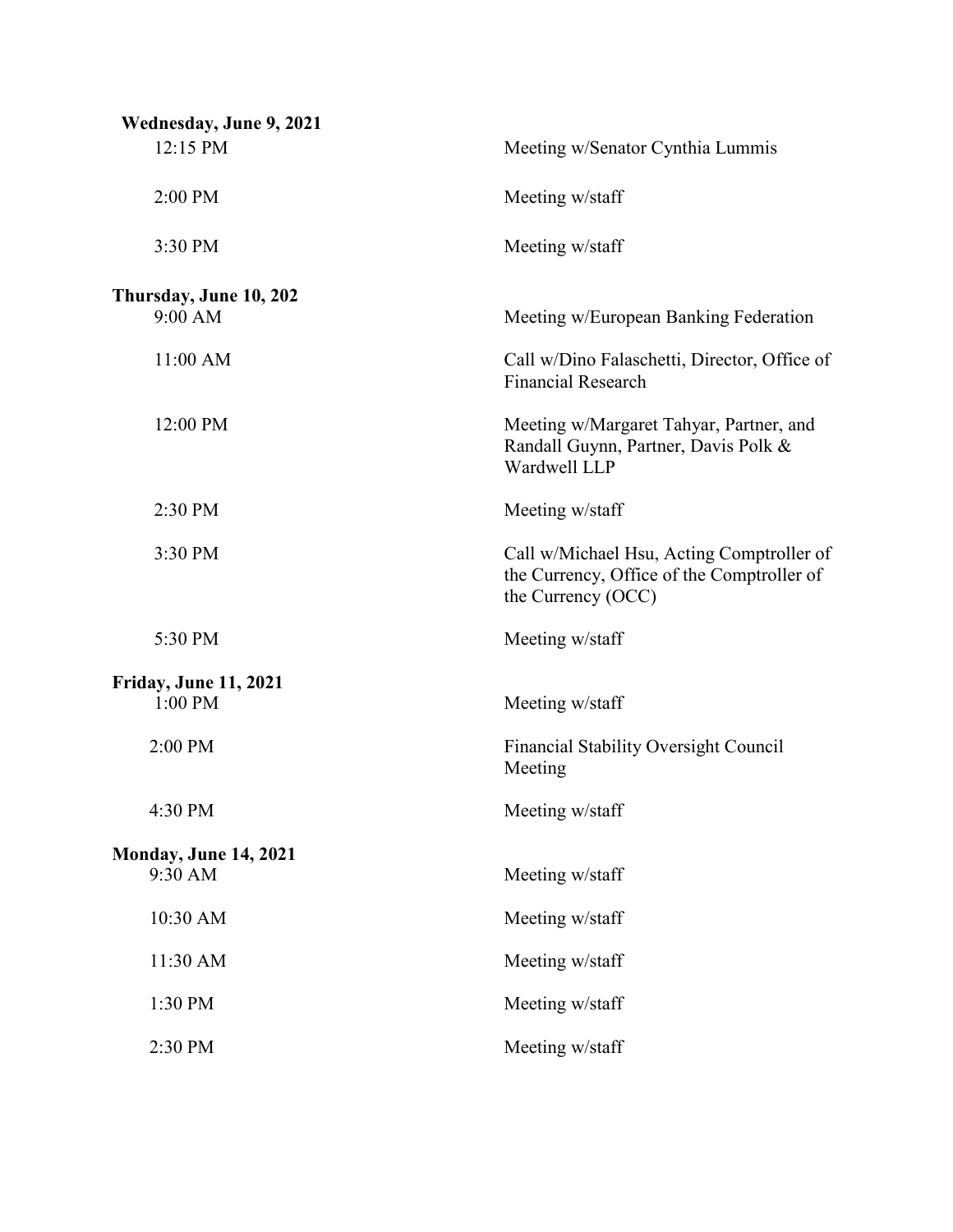**Wednesday, June 9, 2021**

| | |
|---|---|
| 12:15 PM | Meeting w/Senator Cynthia Lummis |
| 2:00 PM | Meeting w/staff |
| 3:30 PM | Meeting w/staff |

**Thursday, June 10, 202**

| | |
|---|---|
| 9:00 AM | Meeting w/European Banking Federation |
| 11:00 AM | Call w/Dino Falaschetti, Director, Office of Financial Research |
| 12:00 PM | Meeting w/Margaret Tahyar, Partner, and Randall Guynn, Partner, Davis Polk & Wardwell LLP |
| 2:30 PM | Meeting w/staff |
| 3:30 PM | Call w/Michael Hsu, Acting Comptroller of the Currency, Office of the Comptroller of the Currency (OCC) |
| 5:30 PM | Meeting w/staff |

**Friday, June 11, 2021**

| | |
|---|---|
| 1:00 PM | Meeting w/staff |
| 2:00 PM | Financial Stability Oversight Council Meeting |
| 4:30 PM | Meeting w/staff |

**Monday, June 14, 2021**

| | |
|---|---|
| 9:30 AM | Meeting w/staff |
| 10:30 AM | Meeting w/staff |
| 11:30 AM | Meeting w/staff |
| 1:30 PM | Meeting w/staff |
| 2:30 PM | Meeting w/staff |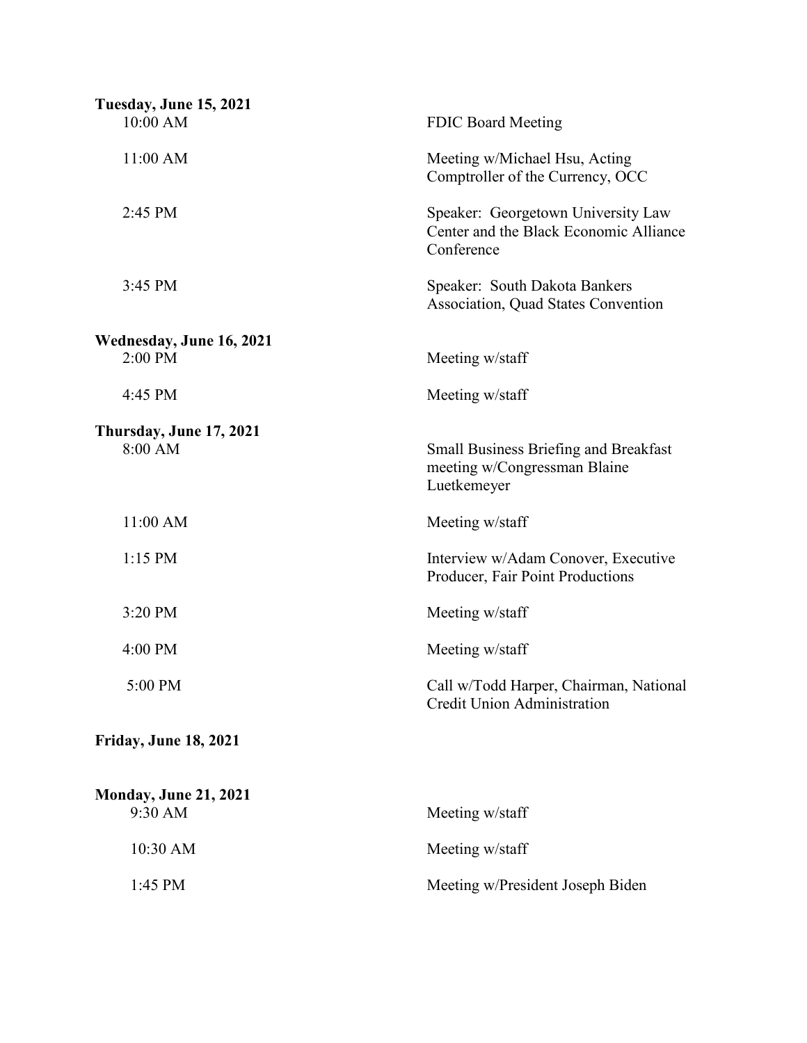**Tuesday, June 15, 2021**

| | |
|---|---|
| 10:00 AM | FDIC Board Meeting |
| 11:00 AM | Meeting w/Michael Hsu, Acting Comptroller of the Currency, OCC |
| 2:45 PM | Speaker: Georgetown University Law Center and the Black Economic Alliance Conference |
| 3:45 PM | Speaker: South Dakota Bankers Association, Quad States Convention |

**Wednesday, June 16, 2021**

| | |
|---|---|
| 2:00 PM | Meeting w/staff |
| 4:45 PM | Meeting w/staff |

**Thursday, June 17, 2021**

| | |
|---|---|
| 8:00 AM | Small Business Briefing and Breakfast meeting w/Congressman Blaine Luetkemeyer |
| 11:00 AM | Meeting w/staff |
| 1:15 PM | Interview w/Adam Conover, Executive Producer, Fair Point Productions |
| 3:20 PM | Meeting w/staff |
| 4:00 PM | Meeting w/staff |
| 5:00 PM | Call w/Todd Harper, Chairman, National Credit Union Administration |

**Friday, June 18, 2021**

**Monday, June 21, 2021**

| | |
|---|---|
| 9:30 AM | Meeting w/staff |
| 10:30 AM | Meeting w/staff |
| 1:45 PM | Meeting w/President Joseph Biden |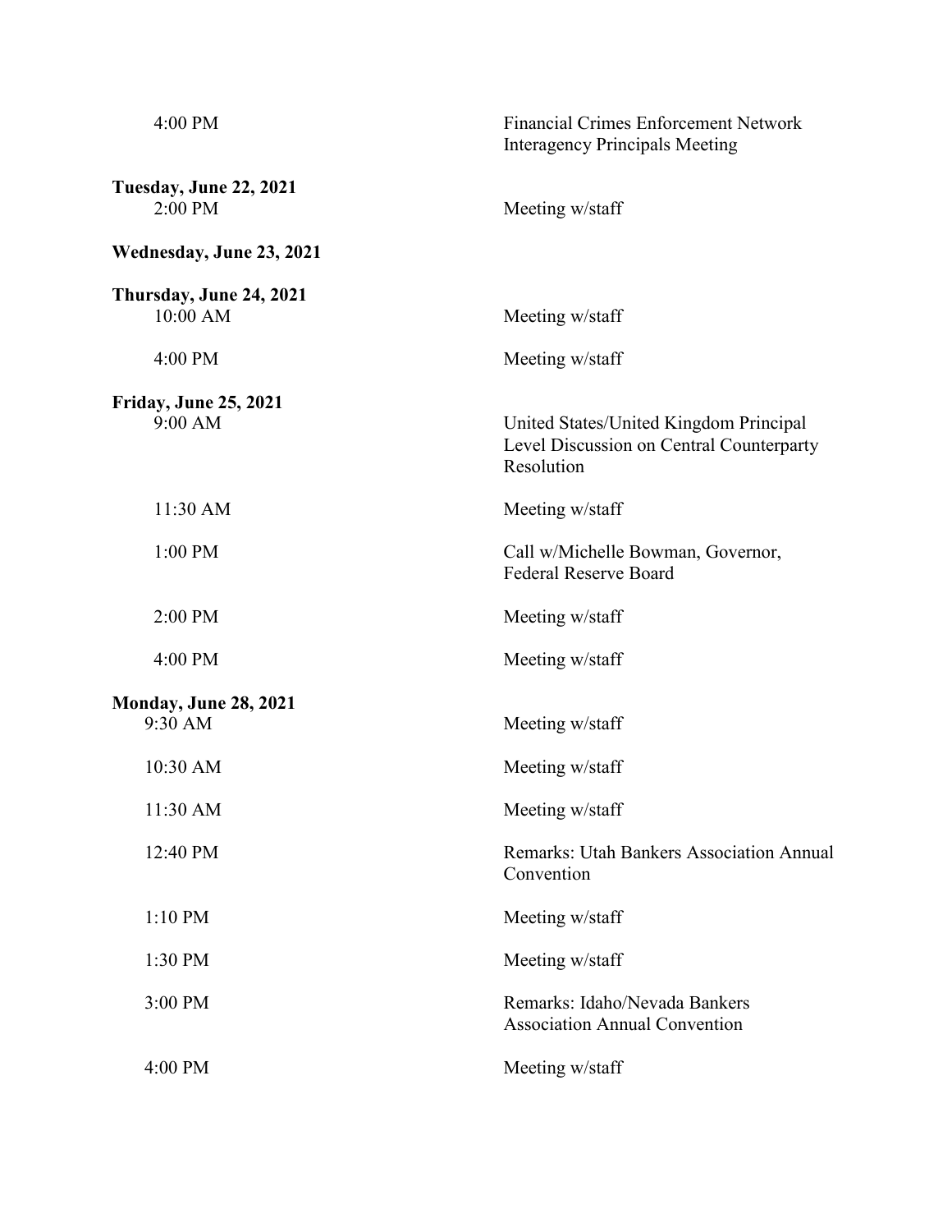4:00 PM Financial Crimes Enforcement Network Interagency Principals Meeting

**Tuesday, June 22, 2021**

2:00 PM Meeting w/staff

**Wednesday, June 23, 2021**

**Thursday, June 24, 2021**

10:00 AM Meeting w/staff

4:00 PM Meeting w/staff

**Friday, June 25, 2021**

9:00 AM United States/United Kingdom Principal Level Discussion on Central Counterparty Resolution

11:30 AM Meeting w/staff

1:00 PM Call w/Michelle Bowman, Governor, Federal Reserve Board

2:00 PM Meeting w/staff

4:00 PM Meeting w/staff

**Monday, June 28, 2021**

9:30 AM Meeting w/staff

10:30 AM Meeting w/staff

11:30 AM Meeting w/staff

12:40 PM Remarks: Utah Bankers Association Annual Convention

1:10 PM Meeting w/staff

1:30 PM Meeting w/staff

3:00 PM Remarks: Idaho/Nevada Bankers Association Annual Convention

4:00 PM Meeting w/staff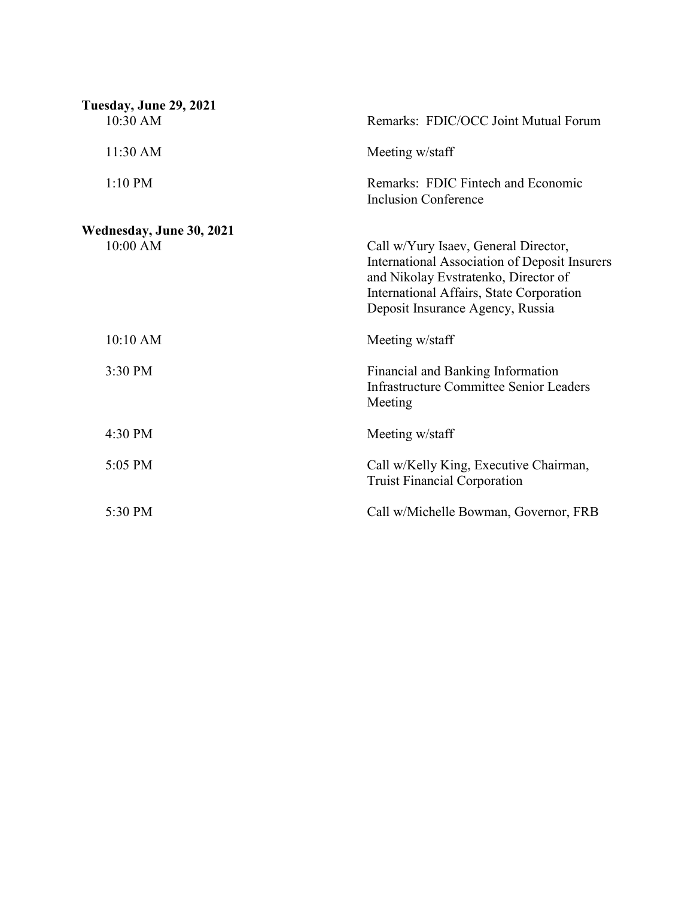**Tuesday, June 29, 2021**

| | |
|---|---|
| 10:30 AM | Remarks: FDIC/OCC Joint Mutual Forum |
| 11:30 AM | Meeting w/staff |
| 1:10 PM | Remarks: FDIC Fintech and Economic Inclusion Conference |

**Wednesday, June 30, 2021**

| | |
|---|---|
| 10:00 AM | Call w/Yury Isaev, General Director, International Association of Deposit Insurers and Nikolay Evstratenko, Director of International Affairs, State Corporation Deposit Insurance Agency, Russia |
| 10:10 AM | Meeting w/staff |
| 3:30 PM | Financial and Banking Information Infrastructure Committee Senior Leaders Meeting |
| 4:30 PM | Meeting w/staff |
| 5:05 PM | Call w/Kelly King, Executive Chairman, Truist Financial Corporation |
| 5:30 PM | Call w/Michelle Bowman, Governor, FRB |